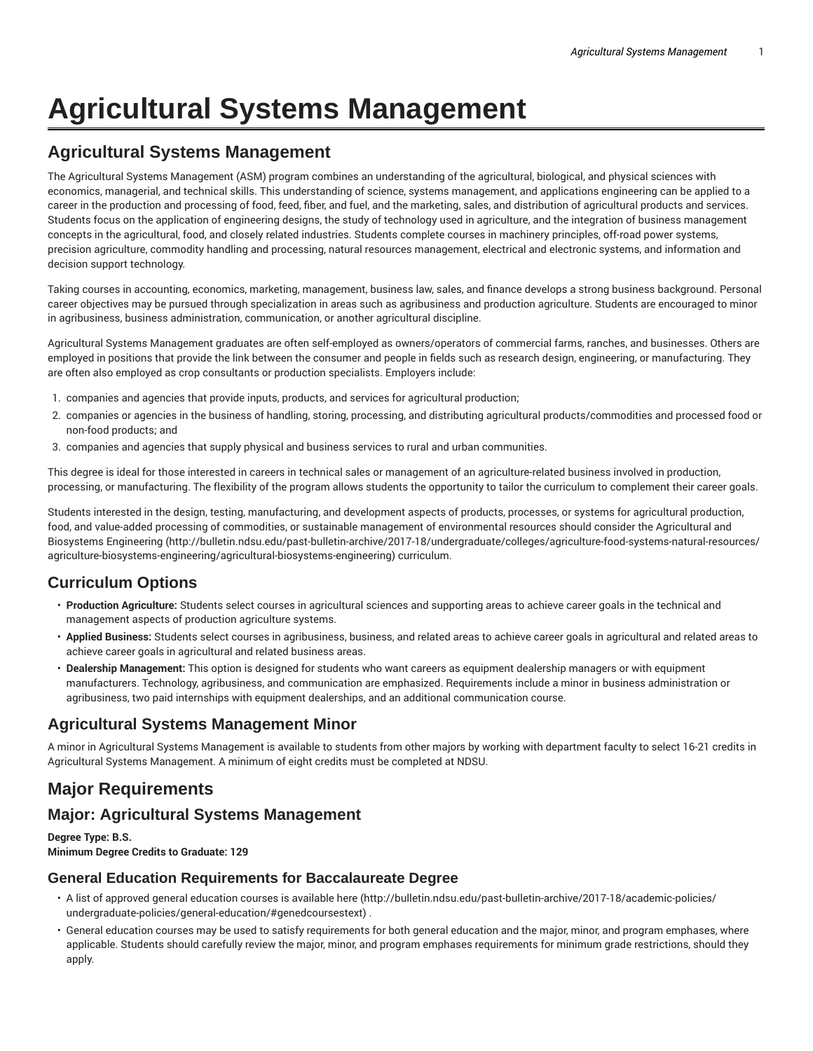# Agricultural Systems Management

## Agricultural Systems Management

The Agricultural Systems Management (ASM) program combines an understanding of the agricultural, biological, and physical sciences with economics, managerial, and technical skills. This understanding of science, systems management, and applications engineering can be applied to a career in the production and processing of food, feed, fiber, and fuel, and the marketing, sales, and distribution of agricultural products and services. Students focus on the application of engineering designs, the study of technology used in agriculture, and the integration of business management concepts in the agricultural, food, and closely related industries. Students complete courses in machinery principles, off-road power systems, precision agriculture, commodity handling and processing, natural resources management, electrical and electronic systems, and information and decision support technology.

Taking courses in accounting, economics, marketing, management, business law, sales, and finance develops a strong business background. Personal career objectives may be pursued through specialization in areas such as agribusiness and production agriculture. Students are encouraged to minor in agribusiness, business administration, communication, or another agricultural discipline.

Agricultural Systems Management graduates are often self-employed as owners/operators of commercial farms, ranches, and businesses. Others are employed in positions that provide the link between the consumer and people in fields such as research design, engineering, or manufacturing. They are often also employed as crop consultants or production specialists. Employers include:

1. companies and agencies that provide inputs, products, and services for agricultural production;
2. companies or agencies in the business of handling, storing, processing, and distributing agricultural products/commodities and processed food or non-food products; and
3. companies and agencies that supply physical and business services to rural and urban communities.

This degree is ideal for those interested in careers in technical sales or management of an agriculture-related business involved in production, processing, or manufacturing. The flexibility of the program allows students the opportunity to tailor the curriculum to complement their career goals.

Students interested in the design, testing, manufacturing, and development aspects of products, processes, or systems for agricultural production, food, and value-added processing of commodities, or sustainable management of environmental resources should consider the Agricultural and Biosystems Engineering (http://bulletin.ndsu.edu/past-bulletin-archive/2017-18/undergraduate/colleges/agriculture-food-systems-natural-resources/agriculture-biosystems-engineering/agricultural-biosystems-engineering) curriculum.

## Curriculum Options

- **Production Agriculture:** Students select courses in agricultural sciences and supporting areas to achieve career goals in the technical and management aspects of production agriculture systems.
- **Applied Business:** Students select courses in agribusiness, business, and related areas to achieve career goals in agricultural and related areas to achieve career goals in agricultural and related business areas.
- **Dealership Management:** This option is designed for students who want careers as equipment dealership managers or with equipment manufacturers. Technology, agribusiness, and communication are emphasized. Requirements include a minor in business administration or agribusiness, two paid internships with equipment dealerships, and an additional communication course.

## Agricultural Systems Management Minor

A minor in Agricultural Systems Management is available to students from other majors by working with department faculty to select 16-21 credits in Agricultural Systems Management. A minimum of eight credits must be completed at NDSU.

## Major Requirements

## Major: Agricultural Systems Management

**Degree Type: B.S.**
**Minimum Degree Credits to Graduate: 129**

### General Education Requirements for Baccalaureate Degree

- A list of approved general education courses is available here (http://bulletin.ndsu.edu/past-bulletin-archive/2017-18/academic-policies/undergraduate-policies/general-education/#genedcoursestext) .
- General education courses may be used to satisfy requirements for both general education and the major, minor, and program emphases, where applicable. Students should carefully review the major, minor, and program emphases requirements for minimum grade restrictions, should they apply.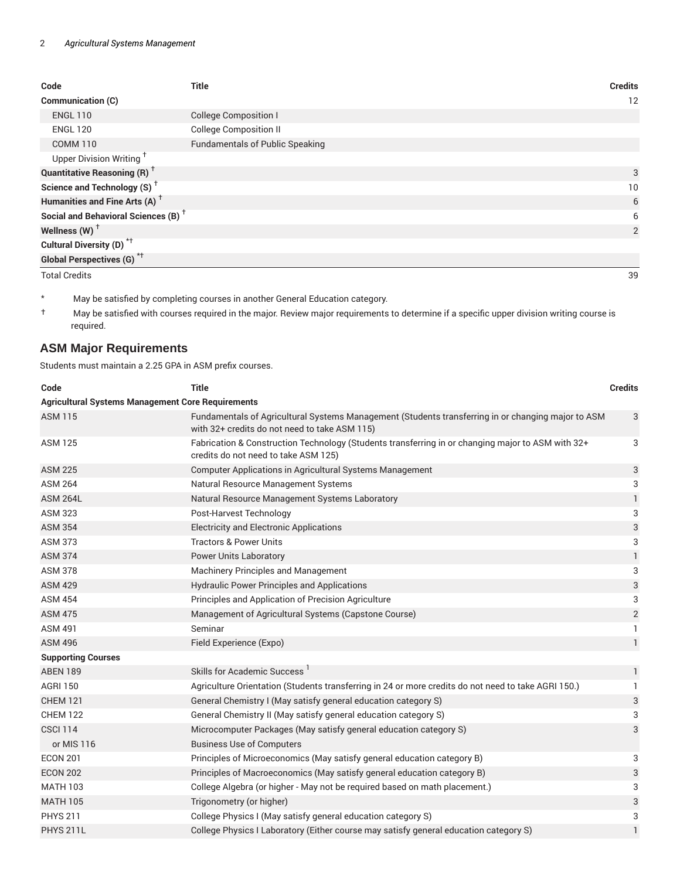| Code | Title | Credits |
| --- | --- | --- |
| **Communication (C)** | | 12 |
| ENGL 110 | College Composition I | |
| ENGL 120 | College Composition II | |
| COMM 110 | Fundamentals of Public Speaking | |
| Upper Division Writing † | | |
| **Quantitative Reasoning (R) †** | | 3 |
| **Science and Technology (S) †** | | 10 |
| **Humanities and Fine Arts (A) †** | | 6 |
| **Social and Behavioral Sciences (B) †** | | 6 |
| **Wellness (W) †** | | 2 |
| **Cultural Diversity (D) *†** | | |
| **Global Perspectives (G) *†** | | |
| Total Credits | | 39 |

\* May be satisfied by completing courses in another General Education category.

† May be satisfied with courses required in the major. Review major requirements to determine if a specific upper division writing course is required.

## ASM Major Requirements

Students must maintain a 2.25 GPA in ASM prefix courses.

| Code | Title | Credits |
| --- | --- | --- |
| **Agricultural Systems Management Core Requirements** | | |
| ASM 115 | Fundamentals of Agricultural Systems Management (Students transferring in or changing major to ASM with 32+ credits do not need to take ASM 115) | 3 |
| ASM 125 | Fabrication & Construction Technology (Students transferring in or changing major to ASM with 32+ credits do not need to take ASM 125) | 3 |
| ASM 225 | Computer Applications in Agricultural Systems Management | 3 |
| ASM 264 | Natural Resource Management Systems | 3 |
| ASM 264L | Natural Resource Management Systems Laboratory | 1 |
| ASM 323 | Post-Harvest Technology | 3 |
| ASM 354 | Electricity and Electronic Applications | 3 |
| ASM 373 | Tractors & Power Units | 3 |
| ASM 374 | Power Units Laboratory | 1 |
| ASM 378 | Machinery Principles and Management | 3 |
| ASM 429 | Hydraulic Power Principles and Applications | 3 |
| ASM 454 | Principles and Application of Precision Agriculture | 3 |
| ASM 475 | Management of Agricultural Systems (Capstone Course) | 2 |
| ASM 491 | Seminar | 1 |
| ASM 496 | Field Experience (Expo) | 1 |
| **Supporting Courses** | | |
| ABEN 189 | Skills for Academic Success [1] | 1 |
| AGRI 150 | Agriculture Orientation (Students transferring in 24 or more credits do not need to take AGRI 150.) | 1 |
| CHEM 121 | General Chemistry I (May satisfy general education category S) | 3 |
| CHEM 122 | General Chemistry II (May satisfy general education category S) | 3 |
| CSCI 114 | Microcomputer Packages (May satisfy general education category S) | 3 |
| or MIS 116 | Business Use of Computers | |
| ECON 201 | Principles of Microeconomics (May satisfy general education category B) | 3 |
| ECON 202 | Principles of Macroeconomics (May satisfy general education category B) | 3 |
| MATH 103 | College Algebra (or higher - May not be required based on math placement.) | 3 |
| MATH 105 | Trigonometry (or higher) | 3 |
| PHYS 211 | College Physics I (May satisfy general education category S) | 3 |
| PHYS 211L | College Physics I Laboratory (Either course may satisfy general education category S) | 1 |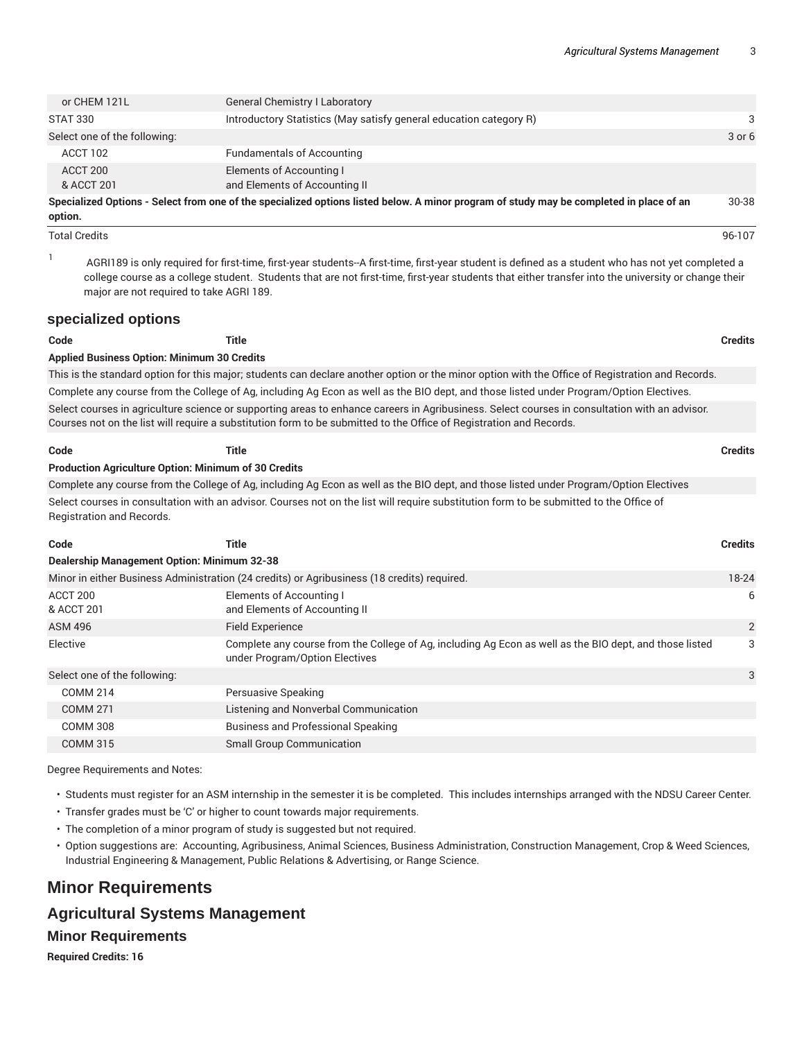| | | |
|---|---|---|
| or CHEM 121L | General Chemistry I Laboratory | |
| STAT 330 | Introductory Statistics (May satisfy general education category R) | 3 |
| Select one of the following: | | 3 or 6 |
| ACCT 102 | Fundamentals of Accounting | |
| ACCT 200 & ACCT 201 | Elements of Accounting I and Elements of Accounting II | |
| **Specialized Options - Select from one of the specialized options listed below. A minor program of study may be completed in place of an option.** | | 30-38 |
| Total Credits | | 96-107 |

1 AGRI189 is only required for first-time, first-year students--A first-time, first-year student is defined as a student who has not yet completed a college course as a college student. Students that are not first-time, first-year students that either transfer into the university or change their major are not required to take AGRI 189.

### specialized options

| Code | Title | Credits |
|---|---|---|
| **Applied Business Option: Minimum 30 Credits** | | |
| This is the standard option for this major; students can declare another option or the minor option with the Office of Registration and Records. | | |
| Complete any course from the College of Ag, including Ag Econ as well as the BIO dept, and those listed under Program/Option Electives. | | |
| Select courses in agriculture science or supporting areas to enhance careers in Agribusiness. Select courses in consultation with an advisor. Courses not on the list will require a substitution form to be submitted to the Office of Registration and Records. | | |

| Code | Title | Credits |
|---|---|---|
| **Production Agriculture Option: Minimum of 30 Credits** | | |
| Complete any course from the College of Ag, including Ag Econ as well as the BIO dept, and those listed under Program/Option Electives | | |
| Select courses in consultation with an advisor. Courses not on the list will require substitution form to be submitted to the Office of Registration and Records. | | |

| Code | Title | Credits |
|---|---|---|
| **Dealership Management Option: Minimum 32-38** | | |
| Minor in either Business Administration (24 credits) or Agribusiness (18 credits) required. | | 18-24 |
| ACCT 200 & ACCT 201 | Elements of Accounting I and Elements of Accounting II | 6 |
| ASM 496 | Field Experience | 2 |
| Elective | Complete any course from the College of Ag, including Ag Econ as well as the BIO dept, and those listed under Program/Option Electives | 3 |
| Select one of the following: | | 3 |
| COMM 214 | Persuasive Speaking | |
| COMM 271 | Listening and Nonverbal Communication | |
| COMM 308 | Business and Professional Speaking | |
| COMM 315 | Small Group Communication | |

Degree Requirements and Notes:

- Students must register for an ASM internship in the semester it is be completed. This includes internships arranged with the NDSU Career Center.
- Transfer grades must be 'C' or higher to count towards major requirements.
- The completion of a minor program of study is suggested but not required.
- Option suggestions are: Accounting, Agribusiness, Animal Sciences, Business Administration, Construction Management, Crop & Weed Sciences, Industrial Engineering & Management, Public Relations & Advertising, or Range Science.

## Minor Requirements

## Agricultural Systems Management

### Minor Requirements

**Required Credits: 16**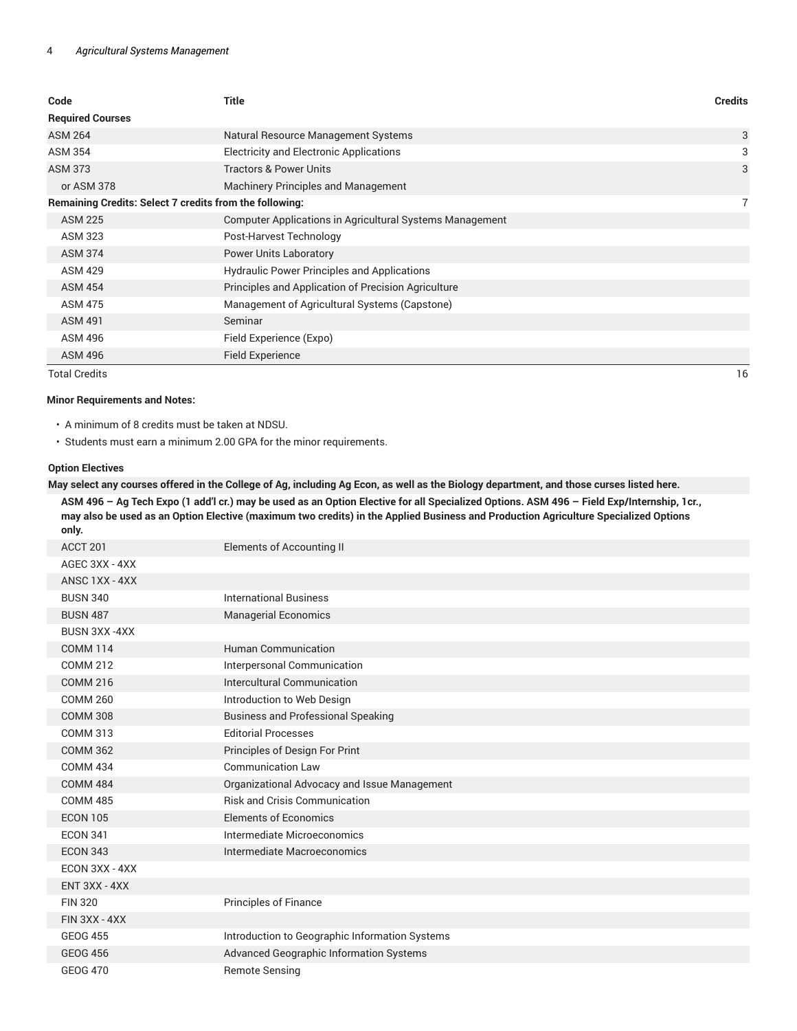| Code | Title | Credits |
|---|---|---|
| **Required Courses** | | |
| ASM 264 | Natural Resource Management Systems | 3 |
| ASM 354 | Electricity and Electronic Applications | 3 |
| ASM 373 | Tractors & Power Units | 3 |
| or ASM 378 | Machinery Principles and Management | |
| **Remaining Credits: Select 7 credits from the following:** | | 7 |
| ASM 225 | Computer Applications in Agricultural Systems Management | |
| ASM 323 | Post-Harvest Technology | |
| ASM 374 | Power Units Laboratory | |
| ASM 429 | Hydraulic Power Principles and Applications | |
| ASM 454 | Principles and Application of Precision Agriculture | |
| ASM 475 | Management of Agricultural Systems (Capstone) | |
| ASM 491 | Seminar | |
| ASM 496 | Field Experience (Expo) | |
| ASM 496 | Field Experience | |
| Total Credits | | 16 |

**Minor Requirements and Notes:**

- A minimum of 8 credits must be taken at NDSU.
- Students must earn a minimum 2.00 GPA for the minor requirements.

**Option Electives**

| | |
|---|---|
| **May select any courses offered in the College of Ag, including Ag Econ, as well as the Biology department, and those curses listed here.** | |
| **ASM 496 – Ag Tech Expo (1 add'l cr.) may be used as an Option Elective for all Specialized Options. ASM 496 – Field Exp/Internship, 1cr., may also be used as an Option Elective (maximum two credits) in the Applied Business and Production Agriculture Specialized Options only.** | |
| ACCT 201 | Elements of Accounting II |
| AGEC 3XX - 4XX | |
| ANSC 1XX - 4XX | |
| BUSN 340 | International Business |
| BUSN 487 | Managerial Economics |
| BUSN 3XX -4XX | |
| COMM 114 | Human Communication |
| COMM 212 | Interpersonal Communication |
| COMM 216 | Intercultural Communication |
| COMM 260 | Introduction to Web Design |
| COMM 308 | Business and Professional Speaking |
| COMM 313 | Editorial Processes |
| COMM 362 | Principles of Design For Print |
| COMM 434 | Communication Law |
| COMM 484 | Organizational Advocacy and Issue Management |
| COMM 485 | Risk and Crisis Communication |
| ECON 105 | Elements of Economics |
| ECON 341 | Intermediate Microeconomics |
| ECON 343 | Intermediate Macroeconomics |
| ECON 3XX - 4XX | |
| ENT 3XX - 4XX | |
| FIN 320 | Principles of Finance |
| FIN 3XX - 4XX | |
| GEOG 455 | Introduction to Geographic Information Systems |
| GEOG 456 | Advanced Geographic Information Systems |
| GEOG 470 | Remote Sensing |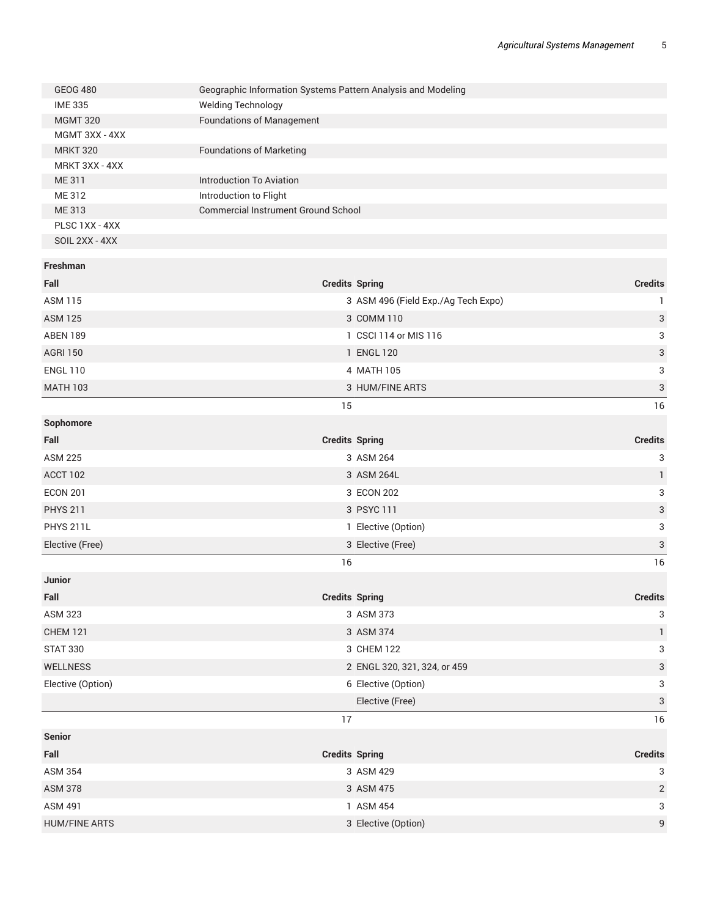| | |
|---|---|
| GEOG 480 | Geographic Information Systems Pattern Analysis and Modeling |
| IME 335 | Welding Technology |
| MGMT 320 | Foundations of Management |
| MGMT 3XX - 4XX | |
| MRKT 320 | Foundations of Marketing |
| MRKT 3XX - 4XX | |
| ME 311 | Introduction To Aviation |
| ME 312 | Introduction to Flight |
| ME 313 | Commercial Instrument Ground School |
| PLSC 1XX - 4XX | |
| SOIL 2XX - 4XX | |

| Freshman | | | |
|---|---|---|---|
| **Fall** | **Credits** | **Spring** | **Credits** |
| ASM 115 | 3 | ASM 496 (Field Exp./Ag Tech Expo) | 1 |
| ASM 125 | 3 | COMM 110 | 3 |
| ABEN 189 | 1 | CSCI 114 or MIS 116 | 3 |
| AGRI 150 | 1 | ENGL 120 | 3 |
| ENGL 110 | 4 | MATH 105 | 3 |
| MATH 103 | 3 | HUM/FINE ARTS | 3 |
| | 15 | | 16 |
| **Sophomore** | | | |
| **Fall** | **Credits** | **Spring** | **Credits** |
| ASM 225 | 3 | ASM 264 | 3 |
| ACCT 102 | 3 | ASM 264L | 1 |
| ECON 201 | 3 | ECON 202 | 3 |
| PHYS 211 | 3 | PSYC 111 | 3 |
| PHYS 211L | 1 | Elective (Option) | 3 |
| Elective (Free) | 3 | Elective (Free) | 3 |
| | 16 | | 16 |
| **Junior** | | | |
| **Fall** | **Credits** | **Spring** | **Credits** |
| ASM 323 | 3 | ASM 373 | 3 |
| CHEM 121 | 3 | ASM 374 | 1 |
| STAT 330 | 3 | CHEM 122 | 3 |
| WELLNESS | 2 | ENGL 320, 321, 324, or 459 | 3 |
| Elective (Option) | 6 | Elective (Option) | 3 |
| | | Elective (Free) | 3 |
| | 17 | | 16 |
| **Senior** | | | |
| **Fall** | **Credits** | **Spring** | **Credits** |
| ASM 354 | 3 | ASM 429 | 3 |
| ASM 378 | 3 | ASM 475 | 2 |
| ASM 491 | 1 | ASM 454 | 3 |
| HUM/FINE ARTS | 3 | Elective (Option) | 9 |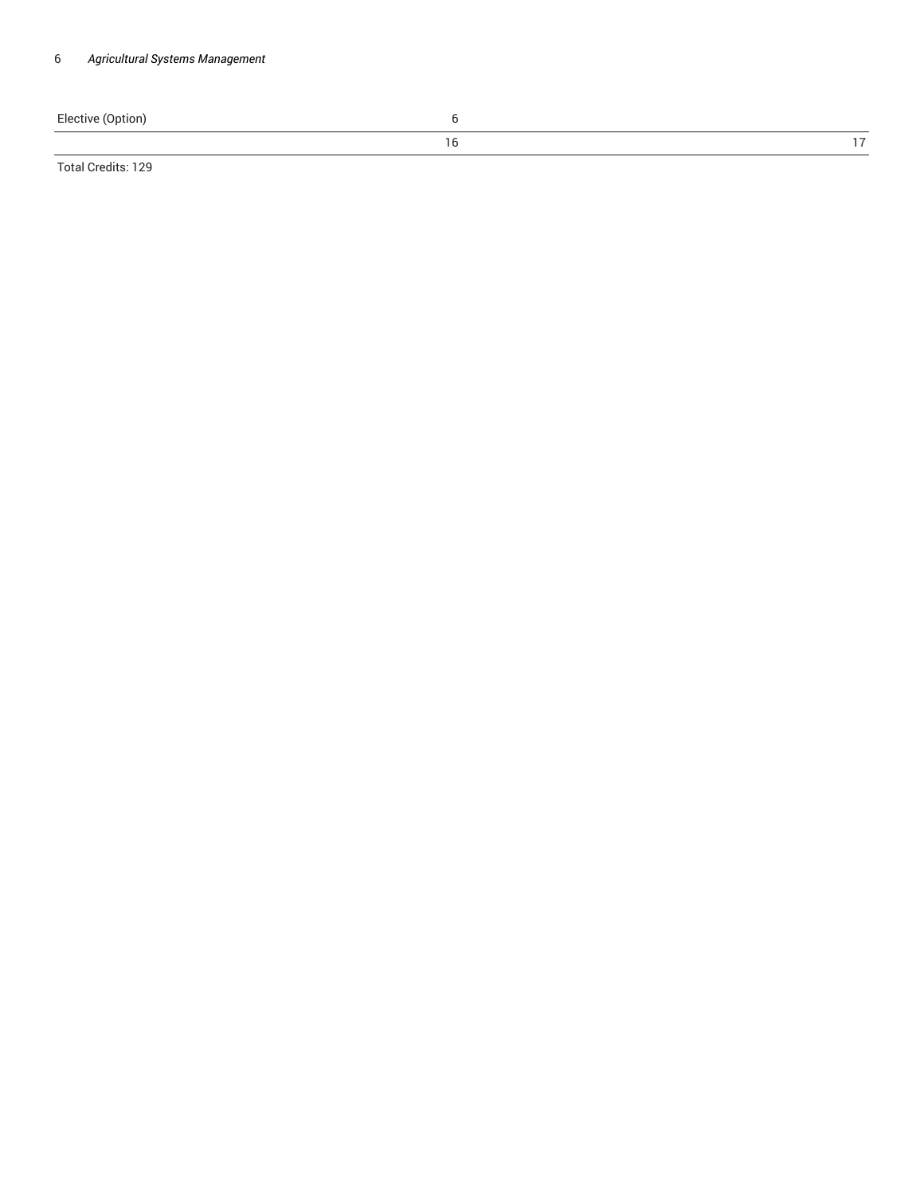| | | | |
|---|---|---|---|
| Elective (Option) | 6 | | |
| | 16 | | 17 |

Total Credits: 129